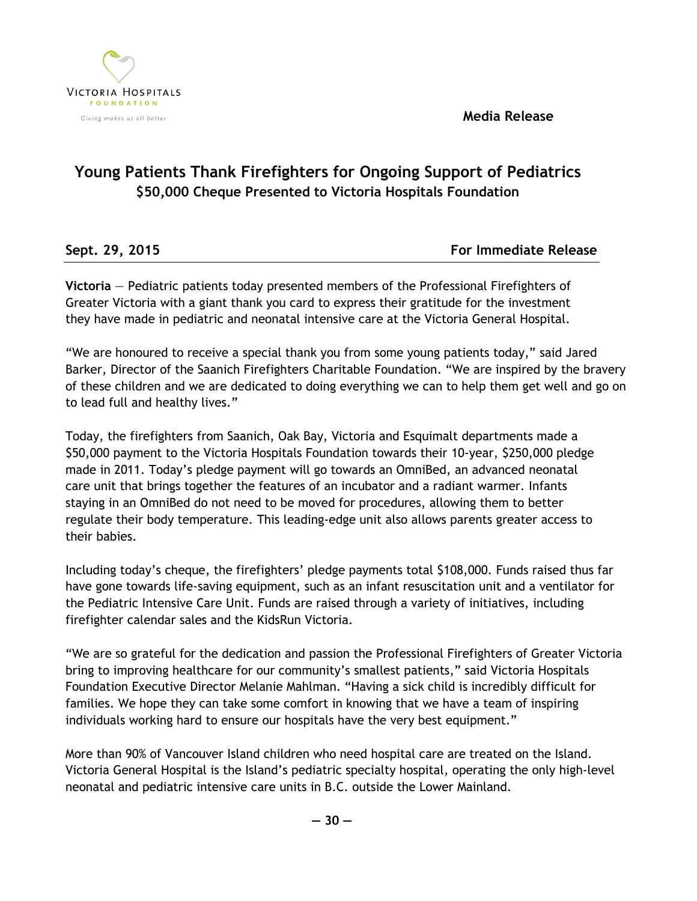Victoria Hospitals Foundation

*Giving makes us all better*

**Media Release**

# Young Patients Thank Firefighters for Ongoing Support of Pediatrics

## $50,000 Cheque Presented to Victoria Hospitals Foundation

**Sept. 29, 2015** **For Immediate Release**

**Victoria** — Pediatric patients today presented members of the Professional Firefighters of Greater Victoria with a giant thank you card to express their gratitude for the investment they have made in pediatric and neonatal intensive care at the Victoria General Hospital.

"We are honoured to receive a special thank you from some young patients today," said Jared Barker, Director of the Saanich Firefighters Charitable Foundation. "We are inspired by the bravery of these children and we are dedicated to doing everything we can to help them get well and go on to lead full and healthy lives."

Today, the firefighters from Saanich, Oak Bay, Victoria and Esquimalt departments made a $50,000 payment to the Victoria Hospitals Foundation towards their 10-year, $250,000 pledge made in 2011. Today's pledge payment will go towards an OmniBed, an advanced neonatal care unit that brings together the features of an incubator and a radiant warmer. Infants staying in an OmniBed do not need to be moved for procedures, allowing them to better regulate their body temperature. This leading-edge unit also allows parents greater access to their babies.

Including today's cheque, the firefighters' pledge payments total $108,000. Funds raised thus far have gone towards life-saving equipment, such as an infant resuscitation unit and a ventilator for the Pediatric Intensive Care Unit. Funds are raised through a variety of initiatives, including firefighter calendar sales and the KidsRun Victoria.

"We are so grateful for the dedication and passion the Professional Firefighters of Greater Victoria bring to improving healthcare for our community's smallest patients," said Victoria Hospitals Foundation Executive Director Melanie Mahlman. "Having a sick child is incredibly difficult for families. We hope they can take some comfort in knowing that we have a team of inspiring individuals working hard to ensure our hospitals have the very best equipment."

More than 90% of Vancouver Island children who need hospital care are treated on the Island. Victoria General Hospital is the Island's pediatric specialty hospital, operating the only high-level neonatal and pediatric intensive care units in B.C. outside the Lower Mainland.

— 30 —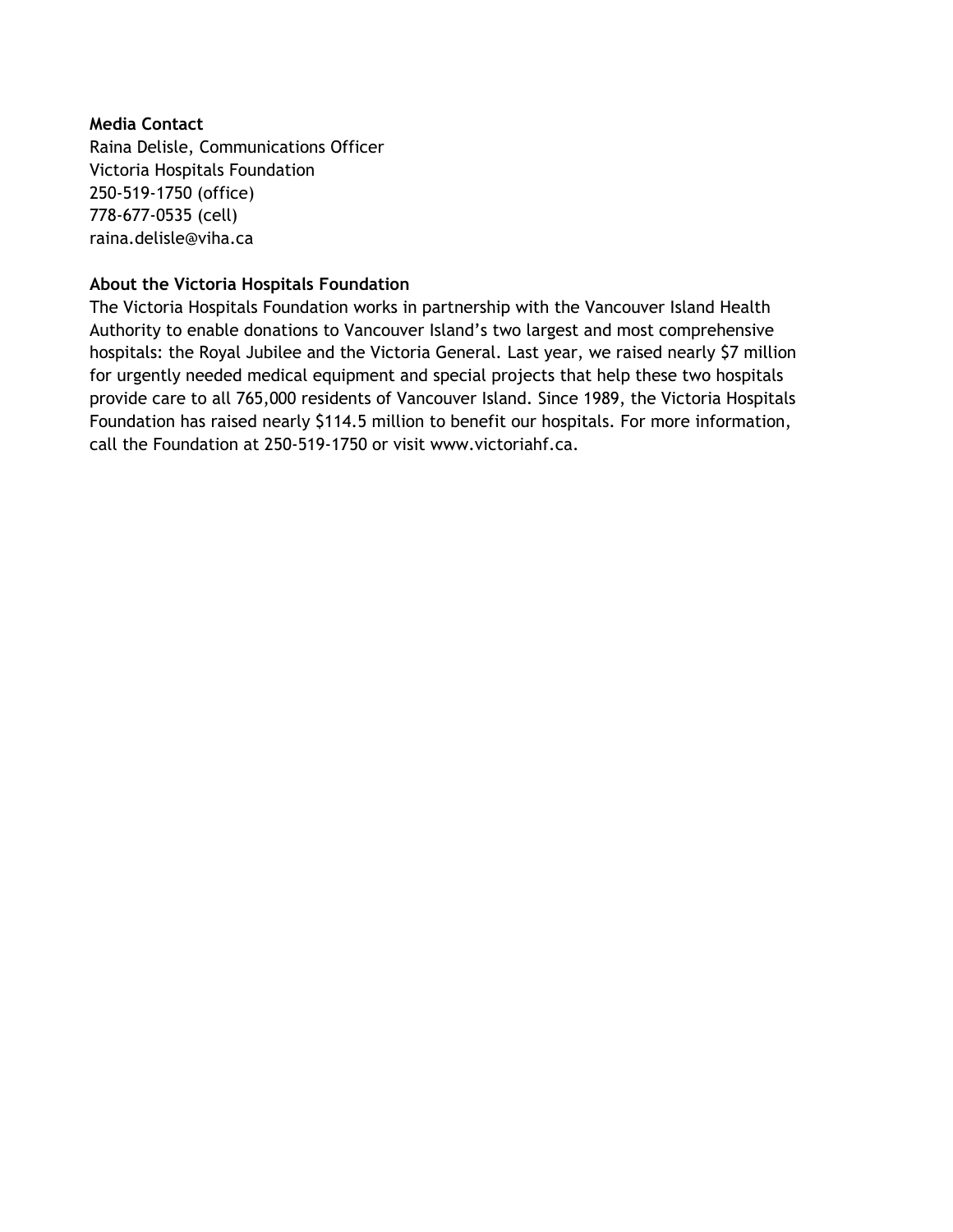**Media Contact**
Raina Delisle, Communications Officer
Victoria Hospitals Foundation
250-519-1750 (office)
778-677-0535 (cell)
raina.delisle@viha.ca

**About the Victoria Hospitals Foundation**
The Victoria Hospitals Foundation works in partnership with the Vancouver Island Health Authority to enable donations to Vancouver Island's two largest and most comprehensive hospitals: the Royal Jubilee and the Victoria General. Last year, we raised nearly $7 million for urgently needed medical equipment and special projects that help these two hospitals provide care to all 765,000 residents of Vancouver Island. Since 1989, the Victoria Hospitals Foundation has raised nearly $114.5 million to benefit our hospitals. For more information, call the Foundation at 250-519-1750 or visit www.victoriahf.ca.